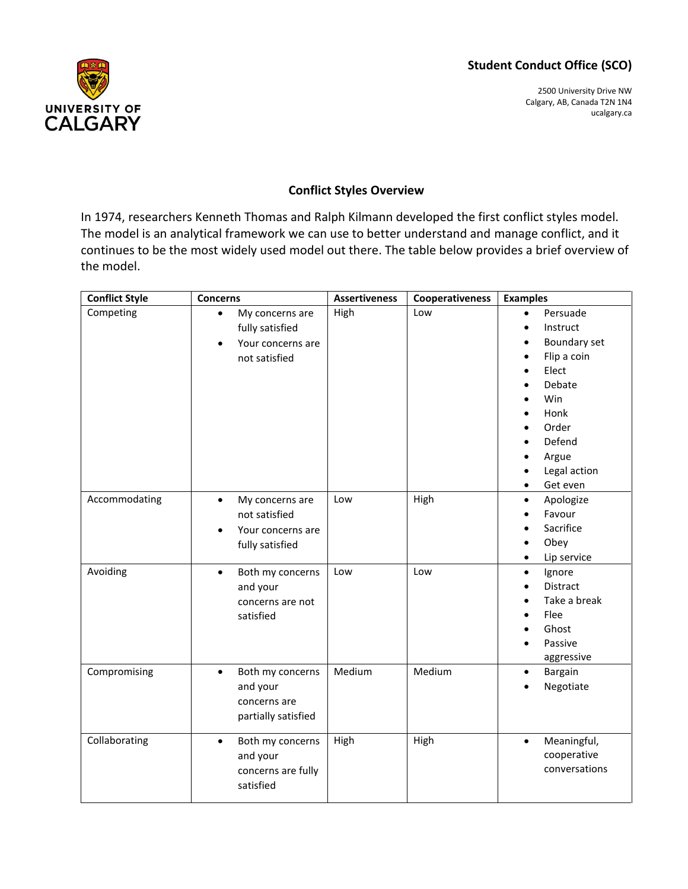**Student Conduct Office (SCO)**

2500 University Drive NW
Calgary, AB, Canada T2N 1N4
ucalgary.ca

## Conflict Styles Overview

In 1974, researchers Kenneth Thomas and Ralph Kilmann developed the first conflict styles model. The model is an analytical framework we can use to better understand and manage conflict, and it continues to be the most widely used model out there. The table below provides a brief overview of the model.

| Conflict Style | Concerns | Assertiveness | Cooperativeness | Examples |
|---|---|---|---|---|
| Competing | • My concerns are fully satisfied<br>• Your concerns are not satisfied | High | Low | • Persuade<br>• Instruct<br>• Boundary set<br>• Flip a coin<br>• Elect<br>• Debate<br>• Win<br>• Honk<br>• Order<br>• Defend<br>• Argue<br>• Legal action<br>• Get even |
| Accommodating | • My concerns are not satisfied<br>• Your concerns are fully satisfied | Low | High | • Apologize<br>• Favour<br>• Sacrifice<br>• Obey<br>• Lip service |
| Avoiding | • Both my concerns and your concerns are not satisfied | Low | Low | • Ignore<br>• Distract<br>• Take a break<br>• Flee<br>• Ghost<br>• Passive aggressive |
| Compromising | • Both my concerns and your concerns are partially satisfied | Medium | Medium | • Bargain<br>• Negotiate |
| Collaborating | • Both my concerns and your concerns are fully satisfied | High | High | • Meaningful, cooperative conversations |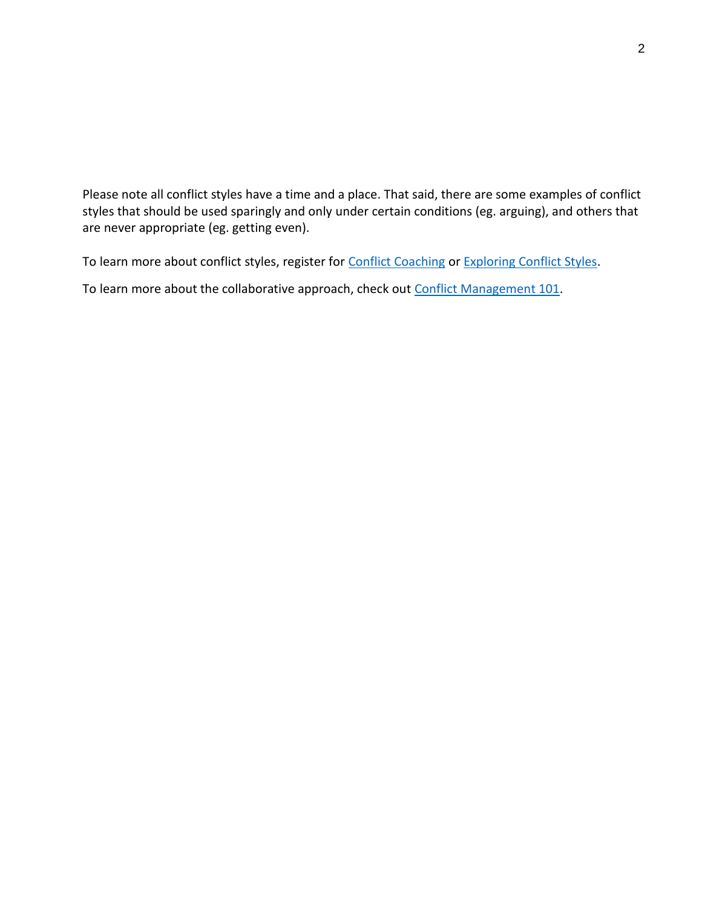Please note all conflict styles have a time and a place. That said, there are some examples of conflict styles that should be used sparingly and only under certain conditions (eg. arguing), and others that are never appropriate (eg. getting even).

To learn more about conflict styles, register for Conflict Coaching or Exploring Conflict Styles.

To learn more about the collaborative approach, check out Conflict Management 101.